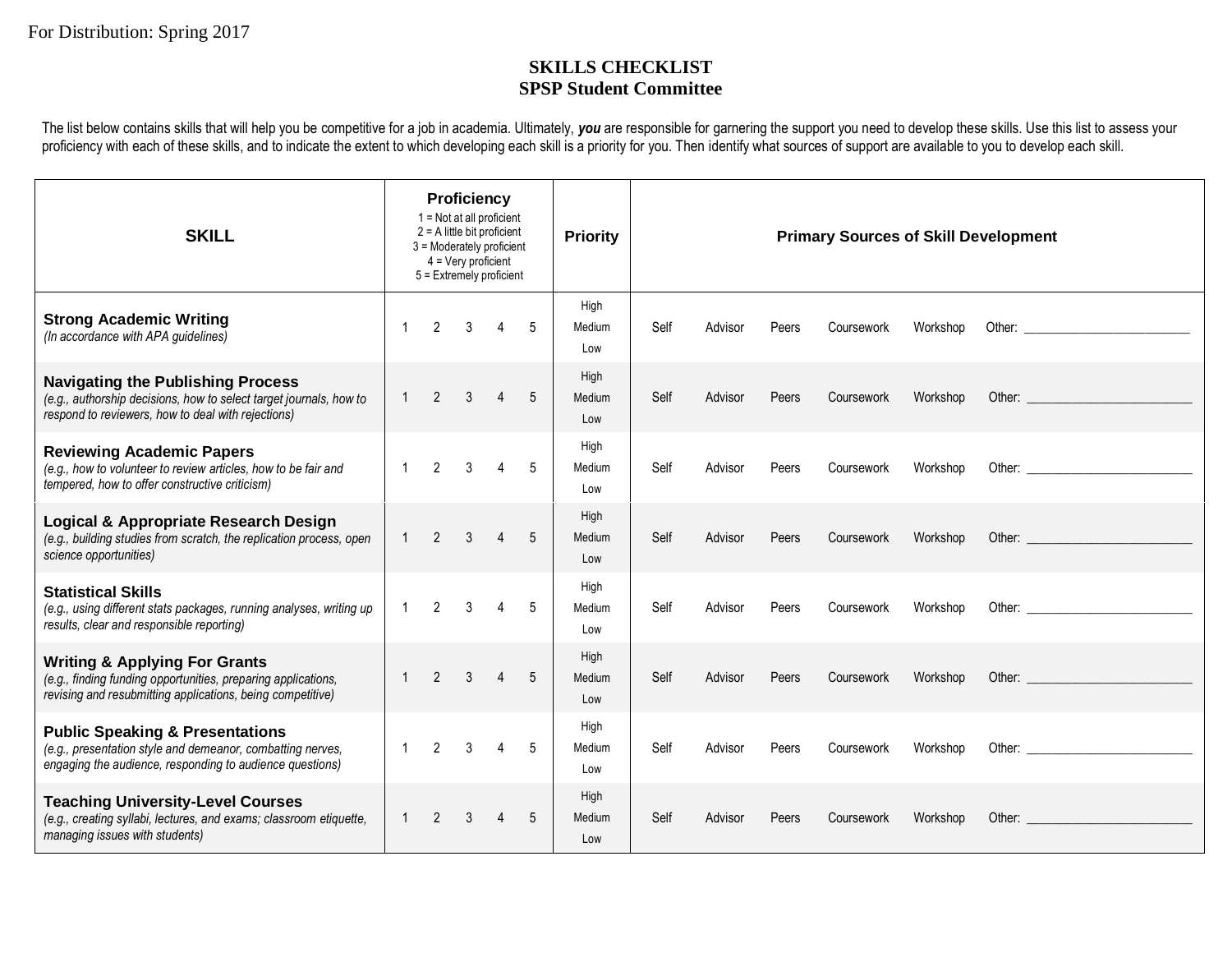For Distribution: Spring 2017

# SKILLS CHECKLIST
## SPSP Student Committee

The list below contains skills that will help you be competitive for a job in academia. Ultimately, ***you*** are responsible for garnering the support you need to develop these skills. Use this list to assess your proficiency with each of these skills, and to indicate the extent to which developing each skill is a priority for you. Then identify what sources of support are available to you to develop each skill.

| SKILL | Proficiency<br>1 = Not at all proficient<br>2 = A little bit proficient<br>3 = Moderately proficient<br>4 = Very proficient<br>5 = Extremely proficient | Priority | Primary Sources of Skill Development |
|---|---|---|---|
| **Strong Academic Writing**<br>*(In accordance with APA guidelines)* | 1 2 3 4 5 | High<br>Medium<br>Low | Self Advisor Peers Coursework Workshop Other: ________________________ |
| **Navigating the Publishing Process**<br>*(e.g., authorship decisions, how to select target journals, how to respond to reviewers, how to deal with rejections)* | 1 2 3 4 5 | High<br>Medium<br>Low | Self Advisor Peers Coursework Workshop Other: ________________________ |
| **Reviewing Academic Papers**<br>*(e.g., how to volunteer to review articles, how to be fair and tempered, how to offer constructive criticism)* | 1 2 3 4 5 | High<br>Medium<br>Low | Self Advisor Peers Coursework Workshop Other: ________________________ |
| **Logical & Appropriate Research Design**<br>*(e.g., building studies from scratch, the replication process, open science opportunities)* | 1 2 3 4 5 | High<br>Medium<br>Low | Self Advisor Peers Coursework Workshop Other: ________________________ |
| **Statistical Skills**<br>*(e.g., using different stats packages, running analyses, writing up results, clear and responsible reporting)* | 1 2 3 4 5 | High<br>Medium<br>Low | Self Advisor Peers Coursework Workshop Other: ________________________ |
| **Writing & Applying For Grants**<br>*(e.g., finding funding opportunities, preparing applications, revising and resubmitting applications, being competitive)* | 1 2 3 4 5 | High<br>Medium<br>Low | Self Advisor Peers Coursework Workshop Other: ________________________ |
| **Public Speaking & Presentations**<br>*(e.g., presentation style and demeanor, combatting nerves, engaging the audience, responding to audience questions)* | 1 2 3 4 5 | High<br>Medium<br>Low | Self Advisor Peers Coursework Workshop Other: ________________________ |
| **Teaching University-Level Courses**<br>*(e.g., creating syllabi, lectures, and exams; classroom etiquette, managing issues with students)* | 1 2 3 4 5 | High<br>Medium<br>Low | Self Advisor Peers Coursework Workshop Other: ________________________ |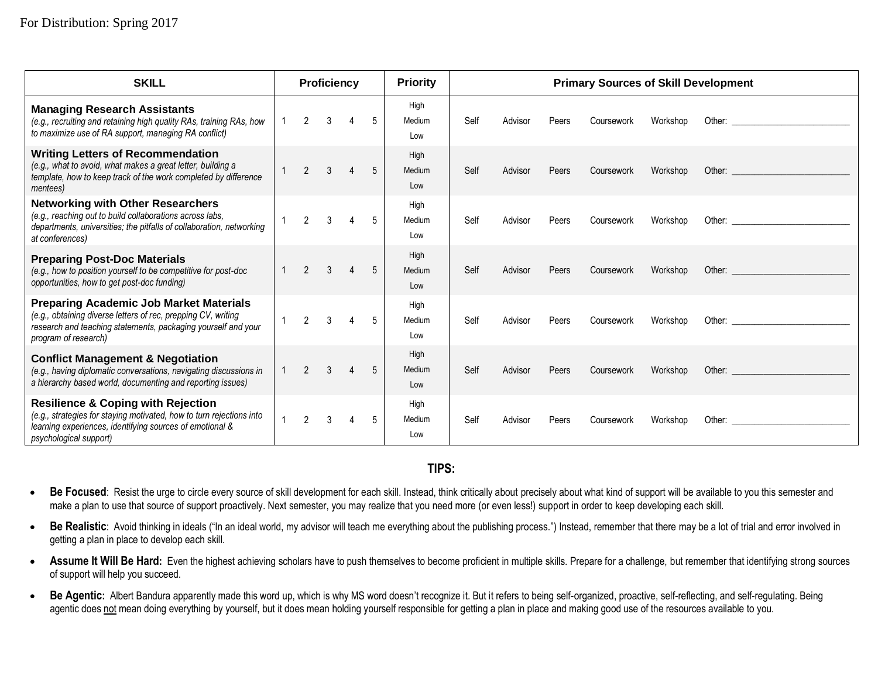For Distribution: Spring 2017

| SKILL | Proficiency | Priority | Primary Sources of Skill Development |
|---|---|---|---|
| **Managing Research Assistants** *(e.g., recruiting and retaining high quality RAs, training RAs, how to maximize use of RA support, managing RA conflict)* | 1 2 3 4 5 | High Medium Low | Self Advisor Peers Coursework Workshop Other: ________________________ |
| **Writing Letters of Recommendation** *(e.g., what to avoid, what makes a great letter, building a template, how to keep track of the work completed by difference mentees)* | 1 2 3 4 5 | High Medium Low | Self Advisor Peers Coursework Workshop Other: ________________________ |
| **Networking with Other Researchers** *(e.g., reaching out to build collaborations across labs, departments, universities; the pitfalls of collaboration, networking at conferences)* | 1 2 3 4 5 | High Medium Low | Self Advisor Peers Coursework Workshop Other: ________________________ |
| **Preparing Post-Doc Materials** *(e.g., how to position yourself to be competitive for post-doc opportunities, how to get post-doc funding)* | 1 2 3 4 5 | High Medium Low | Self Advisor Peers Coursework Workshop Other: ________________________ |
| **Preparing Academic Job Market Materials** *(e.g., obtaining diverse letters of rec, prepping CV, writing research and teaching statements, packaging yourself and your program of research)* | 1 2 3 4 5 | High Medium Low | Self Advisor Peers Coursework Workshop Other: ________________________ |
| **Conflict Management & Negotiation** *(e.g., having diplomatic conversations, navigating discussions in a hierarchy based world, documenting and reporting issues)* | 1 2 3 4 5 | High Medium Low | Self Advisor Peers Coursework Workshop Other: ________________________ |
| **Resilience & Coping with Rejection** *(e.g., strategies for staying motivated, how to turn rejections into learning experiences, identifying sources of emotional & psychological support)* | 1 2 3 4 5 | High Medium Low | Self Advisor Peers Coursework Workshop Other: ________________________ |

## TIPS:

- **Be Focused**: Resist the urge to circle every source of skill development for each skill. Instead, think critically about precisely about what kind of support will be available to you this semester and make a plan to use that source of support proactively. Next semester, you may realize that you need more (or even less!) support in order to keep developing each skill.
- **Be Realistic**: Avoid thinking in ideals ("In an ideal world, my advisor will teach me everything about the publishing process.") Instead, remember that there may be a lot of trial and error involved in getting a plan in place to develop each skill.
- **Assume It Will Be Hard:** Even the highest achieving scholars have to push themselves to become proficient in multiple skills. Prepare for a challenge, but remember that identifying strong sources of support will help you succeed.
- **Be Agentic:** Albert Bandura apparently made this word up, which is why MS word doesn't recognize it. But it refers to being self-organized, proactive, self-reflecting, and self-regulating. Being agentic does <u>not</u> mean doing everything by yourself, but it does mean holding yourself responsible for getting a plan in place and making good use of the resources available to you.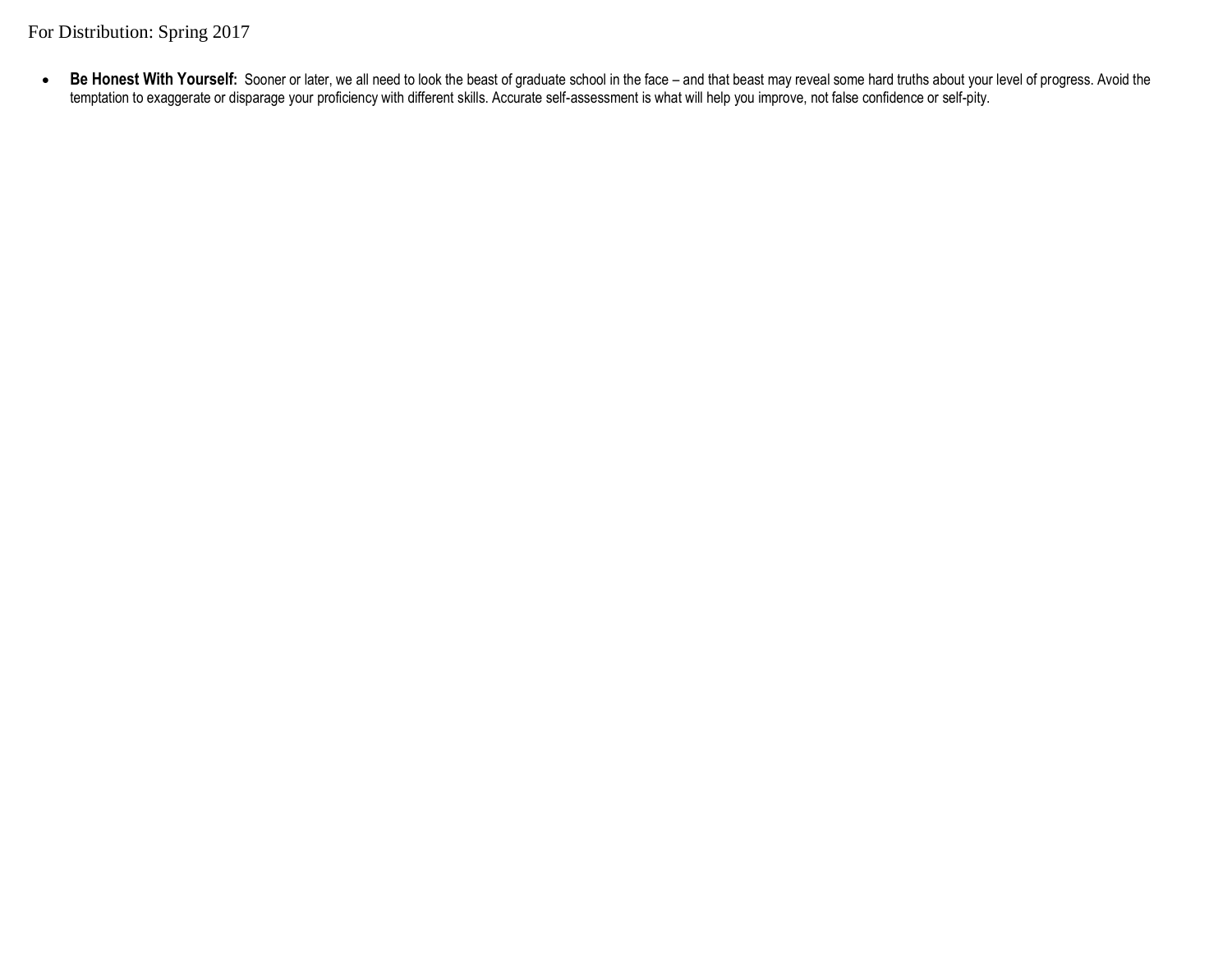- **Be Honest With Yourself:** Sooner or later, we all need to look the beast of graduate school in the face – and that beast may reveal some hard truths about your level of progress. Avoid the temptation to exaggerate or disparage your proficiency with different skills. Accurate self-assessment is what will help you improve, not false confidence or self-pity.